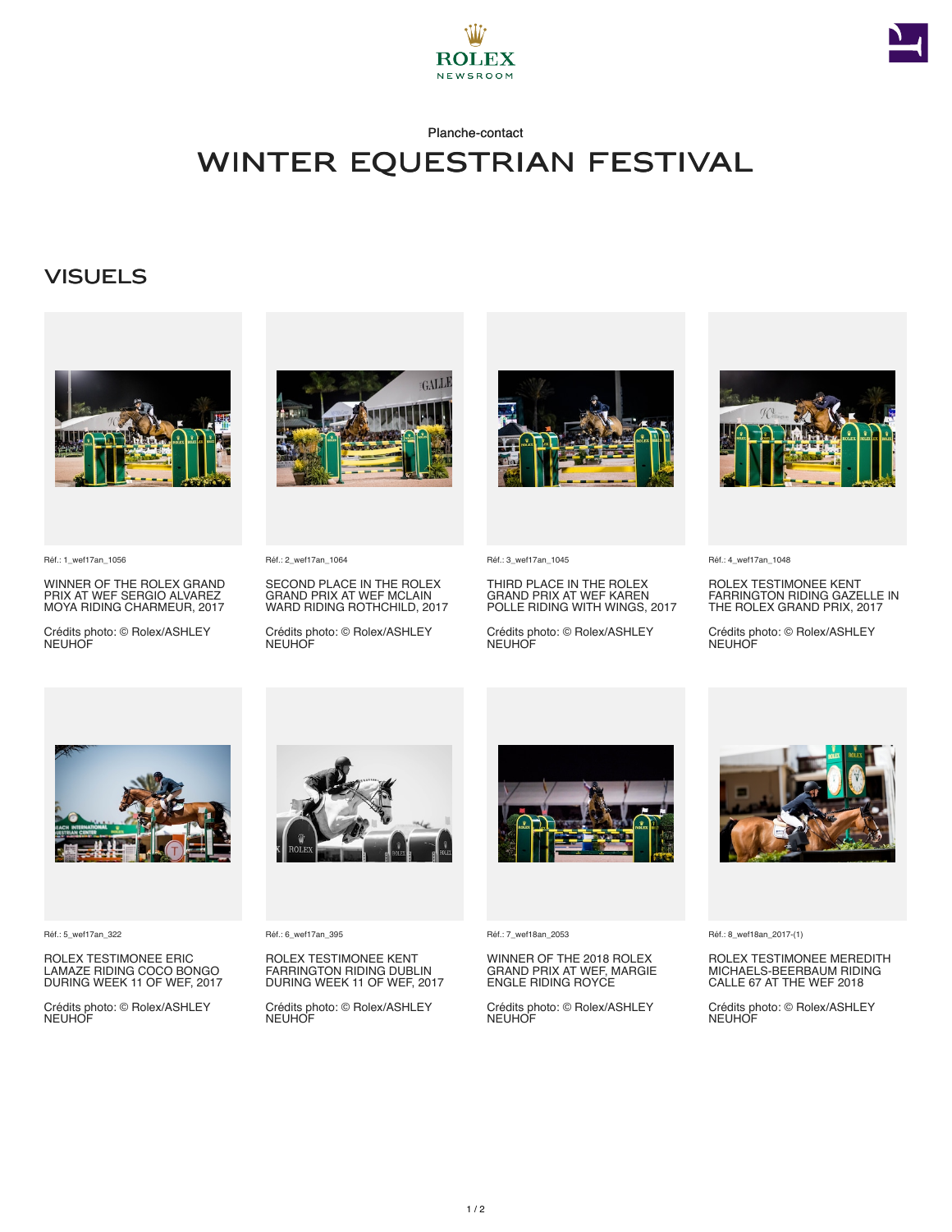ROLEX NEWSROOM

Planche-contact

# WINTER EQUESTRIAN FESTIVAL

## VISUELS

Réf.: 1_wef17an_1056

WINNER OF THE ROLEX GRAND PRIX AT WEF SERGIO ALVAREZ MOYA RIDING CHARMEUR, 2017

Crédits photo: © Rolex/ASHLEY NEUHOF

Réf.: 2_wef17an_1064

SECOND PLACE IN THE ROLEX GRAND PRIX AT WEF MCLAIN WARD RIDING ROTHCHILD, 2017

Crédits photo: © Rolex/ASHLEY NEUHOF

Réf.: 3_wef17an_1045

THIRD PLACE IN THE ROLEX GRAND PRIX AT WEF KAREN POLLE RIDING WITH WINGS, 2017

Crédits photo: © Rolex/ASHLEY NEUHOF

Réf.: 4_wef17an_1048

ROLEX TESTIMONEE KENT FARRINGTON RIDING GAZELLE IN THE ROLEX GRAND PRIX, 2017

Crédits photo: © Rolex/ASHLEY NEUHOF

Réf.: 5_wef17an_322

ROLEX TESTIMONEE ERIC LAMAZE RIDING COCO BONGO DURING WEEK 11 OF WEF, 2017

Crédits photo: © Rolex/ASHLEY NEUHOF

Réf.: 6_wef17an_395

ROLEX TESTIMONEE KENT FARRINGTON RIDING DUBLIN DURING WEEK 11 OF WEF, 2017

Crédits photo: © Rolex/ASHLEY NEUHOF

Réf.: 7_wef18an_2053

WINNER OF THE 2018 ROLEX GRAND PRIX AT WEF, MARGIE ENGLE RIDING ROYCE

Crédits photo: © Rolex/ASHLEY NEUHOF

Réf.: 8_wef18an_2017-(1)

ROLEX TESTIMONEE MEREDITH MICHAELS-BEERBAUM RIDING CALLE 67 AT THE WEF 2018

Crédits photo: © Rolex/ASHLEY NEUHOF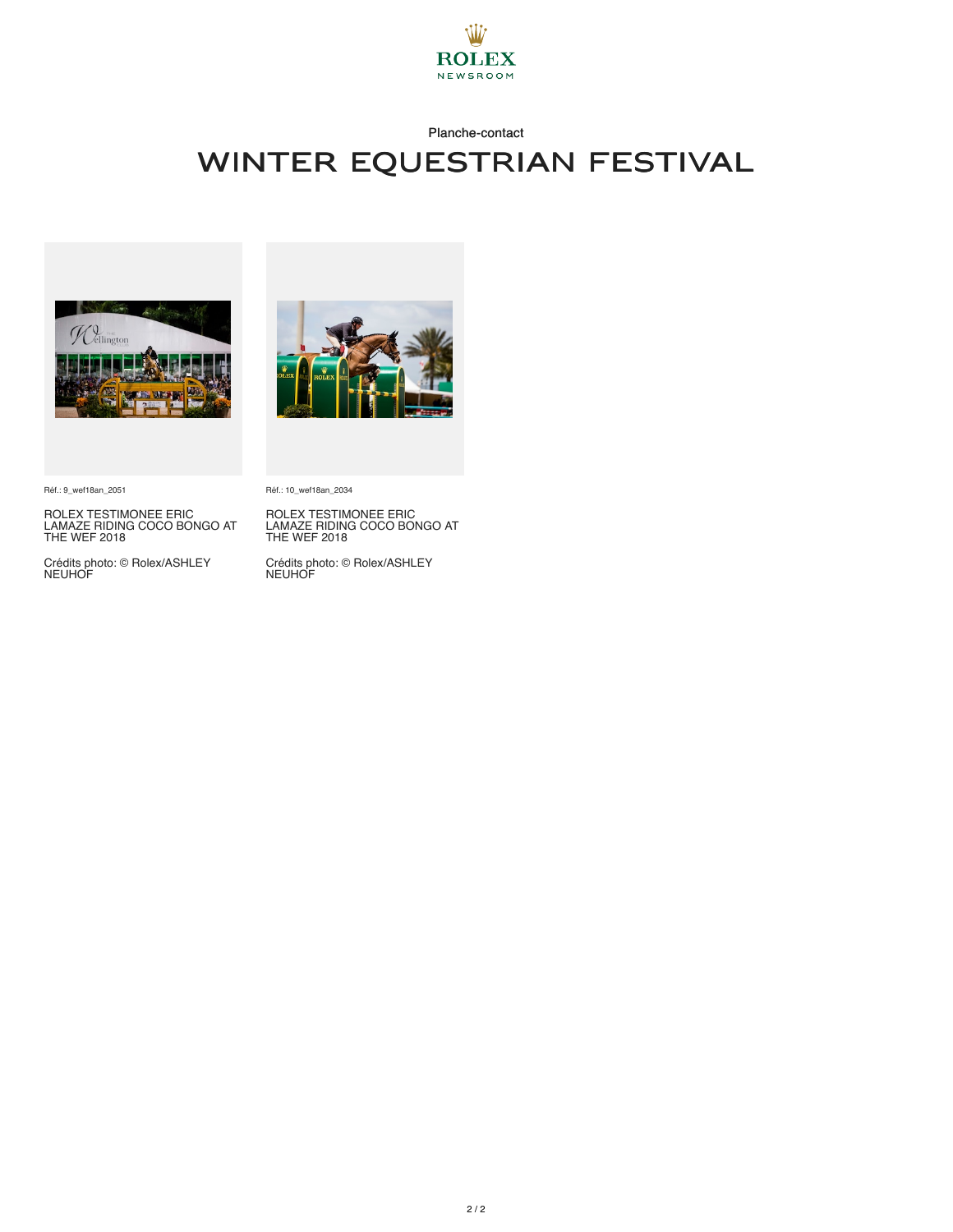Planche-contact

# WINTER EQUESTRIAN FESTIVAL

Réf.: 9_wef18an_2051

ROLEX TESTIMONEE ERIC LAMAZE RIDING COCO BONGO AT THE WEF 2018

Crédits photo: © Rolex/ASHLEY NEUHOF

Réf.: 10_wef18an_2034

ROLEX TESTIMONEE ERIC LAMAZE RIDING COCO BONGO AT THE WEF 2018

Crédits photo: © Rolex/ASHLEY NEUHOF